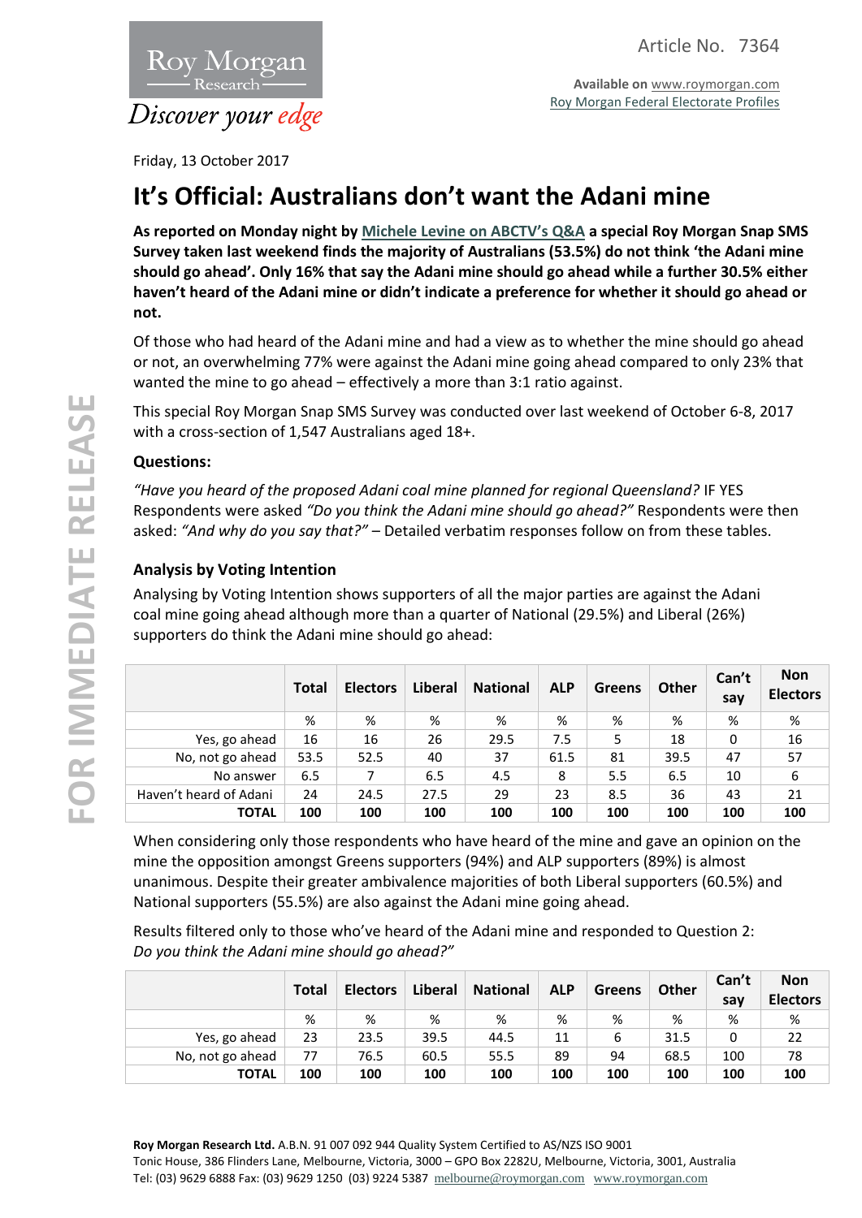Article No. 7364

**Available on** www.roymorgan.com
Roy Morgan Federal Electorate Profiles

Friday, 13 October 2017

# It's Official: Australians don't want the Adani mine

**As reported on Monday night by Michele Levine on ABCTV's Q&A a special Roy Morgan Snap SMS Survey taken last weekend finds the majority of Australians (53.5%) do not think 'the Adani mine should go ahead'. Only 16% that say the Adani mine should go ahead while a further 30.5% either haven't heard of the Adani mine or didn't indicate a preference for whether it should go ahead or not.**

Of those who had heard of the Adani mine and had a view as to whether the mine should go ahead or not, an overwhelming 77% were against the Adani mine going ahead compared to only 23% that wanted the mine to go ahead – effectively a more than 3:1 ratio against.

This special Roy Morgan Snap SMS Survey was conducted over last weekend of October 6-8, 2017 with a cross-section of 1,547 Australians aged 18+.

### Questions:

*"Have you heard of the proposed Adani coal mine planned for regional Queensland?* IF YES Respondents were asked *"Do you think the Adani mine should go ahead?"* Respondents were then asked: *"And why do you say that?"* – Detailed verbatim responses follow on from these tables.

### Analysis by Voting Intention

Analysing by Voting Intention shows supporters of all the major parties are against the Adani coal mine going ahead although more than a quarter of National (29.5%) and Liberal (26%) supporters do think the Adani mine should go ahead:

| | Total | Electors | Liberal | National | ALP | Greens | Other | Can't say | Non Electors |
|---|---|---|---|---|---|---|---|---|---|
| | % | % | % | % | % | % | % | % | % |
| Yes, go ahead | 16 | 16 | 26 | 29.5 | 7.5 | 5 | 18 | 0 | 16 |
| No, not go ahead | 53.5 | 52.5 | 40 | 37 | 61.5 | 81 | 39.5 | 47 | 57 |
| No answer | 6.5 | 7 | 6.5 | 4.5 | 8 | 5.5 | 6.5 | 10 | 6 |
| Haven't heard of Adani | 24 | 24.5 | 27.5 | 29 | 23 | 8.5 | 36 | 43 | 21 |
| **TOTAL** | 100 | 100 | 100 | 100 | 100 | 100 | 100 | 100 | 100 |

When considering only those respondents who have heard of the mine and gave an opinion on the mine the opposition amongst Greens supporters (94%) and ALP supporters (89%) is almost unanimous. Despite their greater ambivalence majorities of both Liberal supporters (60.5%) and National supporters (55.5%) are also against the Adani mine going ahead.

Results filtered only to those who've heard of the Adani mine and responded to Question 2:
*Do you think the Adani mine should go ahead?"*

| | Total | Electors | Liberal | National | ALP | Greens | Other | Can't say | Non Electors |
|---|---|---|---|---|---|---|---|---|---|
| | % | % | % | % | % | % | % | % | % |
| Yes, go ahead | 23 | 23.5 | 39.5 | 44.5 | 11 | 6 | 31.5 | 0 | 22 |
| No, not go ahead | 77 | 76.5 | 60.5 | 55.5 | 89 | 94 | 68.5 | 100 | 78 |
| **TOTAL** | 100 | 100 | 100 | 100 | 100 | 100 | 100 | 100 | 100 |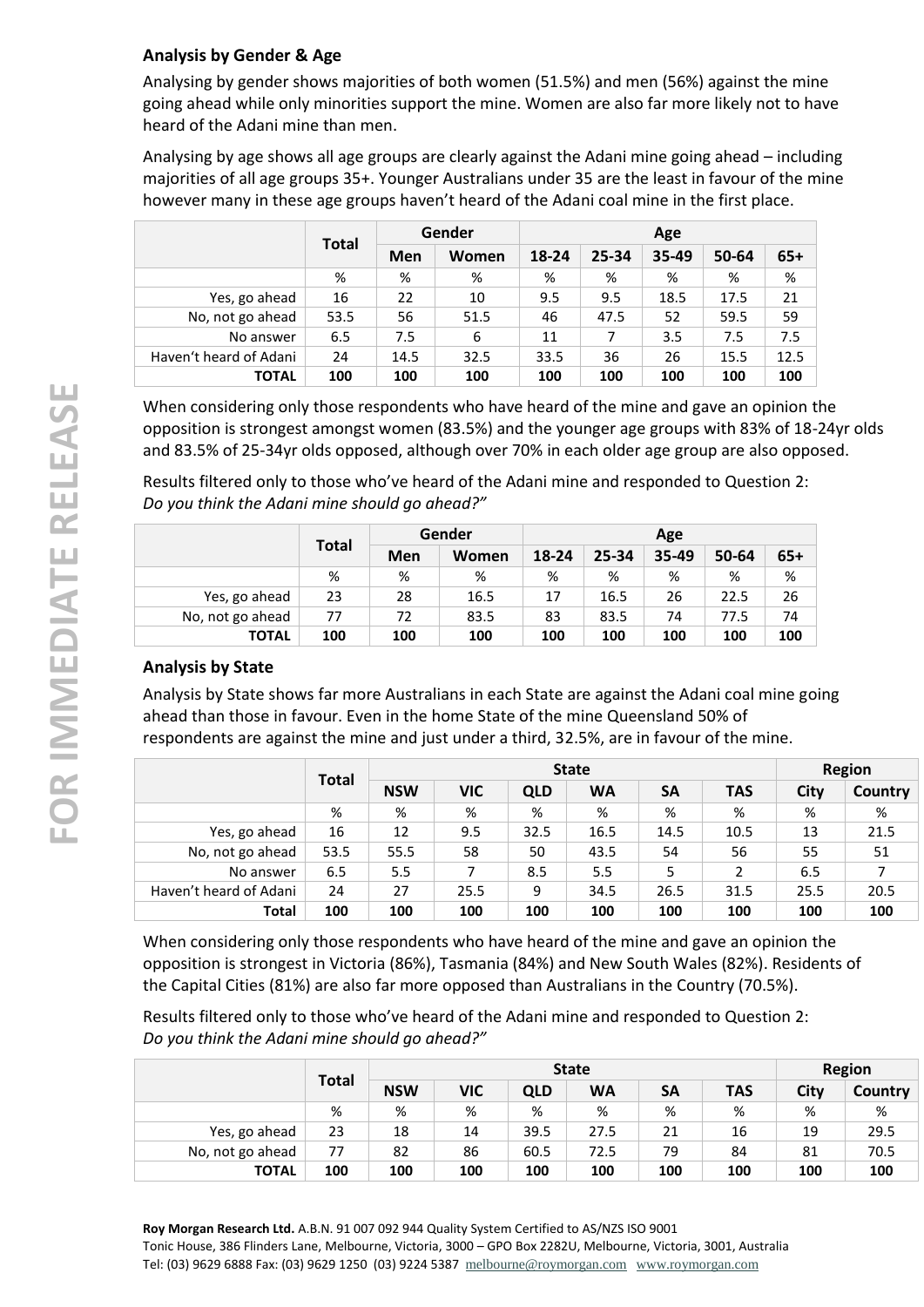### Analysis by Gender & Age

Analysing by gender shows majorities of both women (51.5%) and men (56%) against the mine going ahead while only minorities support the mine. Women are also far more likely not to have heard of the Adani mine than men.

Analysing by age shows all age groups are clearly against the Adani mine going ahead – including majorities of all age groups 35+. Younger Australians under 35 are the least in favour of the mine however many in these age groups haven't heard of the Adani coal mine in the first place.

| | Total | Gender | | Age | | | | |
|---|---|---|---|---|---|---|---|---|
| | | Men | Women | 18-24 | 25-34 | 35-49 | 50-64 | 65+ |
| | % | % | % | % | % | % | % | % |
| Yes, go ahead | 16 | 22 | 10 | 9.5 | 9.5 | 18.5 | 17.5 | 21 |
| No, not go ahead | 53.5 | 56 | 51.5 | 46 | 47.5 | 52 | 59.5 | 59 |
| No answer | 6.5 | 7.5 | 6 | 11 | 7 | 3.5 | 7.5 | 7.5 |
| Haven't heard of Adani | 24 | 14.5 | 32.5 | 33.5 | 36 | 26 | 15.5 | 12.5 |
| **TOTAL** | **100** | **100** | **100** | **100** | **100** | **100** | **100** | **100** |

When considering only those respondents who have heard of the mine and gave an opinion the opposition is strongest amongst women (83.5%) and the younger age groups with 83% of 18-24yr olds and 83.5% of 25-34yr olds opposed, although over 70% in each older age group are also opposed.

Results filtered only to those who've heard of the Adani mine and responded to Question 2:
*Do you think the Adani mine should go ahead?"*

| | Total | Gender | | Age | | | | |
|---|---|---|---|---|---|---|---|---|
| | | Men | Women | 18-24 | 25-34 | 35-49 | 50-64 | 65+ |
| | % | % | % | % | % | % | % | % |
| Yes, go ahead | 23 | 28 | 16.5 | 17 | 16.5 | 26 | 22.5 | 26 |
| No, not go ahead | 77 | 72 | 83.5 | 83 | 83.5 | 74 | 77.5 | 74 |
| **TOTAL** | **100** | **100** | **100** | **100** | **100** | **100** | **100** | **100** |

### Analysis by State

Analysis by State shows far more Australians in each State are against the Adani coal mine going ahead than those in favour. Even in the home State of the mine Queensland 50% of respondents are against the mine and just under a third, 32.5%, are in favour of the mine.

| | Total | State | | | | | | Region | |
|---|---|---|---|---|---|---|---|---|---|
| | | NSW | VIC | QLD | WA | SA | TAS | City | Country |
| | % | % | % | % | % | % | % | % | % |
| Yes, go ahead | 16 | 12 | 9.5 | 32.5 | 16.5 | 14.5 | 10.5 | 13 | 21.5 |
| No, not go ahead | 53.5 | 55.5 | 58 | 50 | 43.5 | 54 | 56 | 55 | 51 |
| No answer | 6.5 | 5.5 | 7 | 8.5 | 5.5 | 5 | 2 | 6.5 | 7 |
| Haven't heard of Adani | 24 | 27 | 25.5 | 9 | 34.5 | 26.5 | 31.5 | 25.5 | 20.5 |
| **Total** | **100** | **100** | **100** | **100** | **100** | **100** | **100** | **100** | **100** |

When considering only those respondents who have heard of the mine and gave an opinion the opposition is strongest in Victoria (86%), Tasmania (84%) and New South Wales (82%). Residents of the Capital Cities (81%) are also far more opposed than Australians in the Country (70.5%).

Results filtered only to those who've heard of the Adani mine and responded to Question 2:
*Do you think the Adani mine should go ahead?"*

| | Total | State | | | | | | Region | |
|---|---|---|---|---|---|---|---|---|---|
| | | NSW | VIC | QLD | WA | SA | TAS | City | Country |
| | % | % | % | % | % | % | % | % | % |
| Yes, go ahead | 23 | 18 | 14 | 39.5 | 27.5 | 21 | 16 | 19 | 29.5 |
| No, not go ahead | 77 | 82 | 86 | 60.5 | 72.5 | 79 | 84 | 81 | 70.5 |
| **TOTAL** | **100** | **100** | **100** | **100** | **100** | **100** | **100** | **100** | **100** |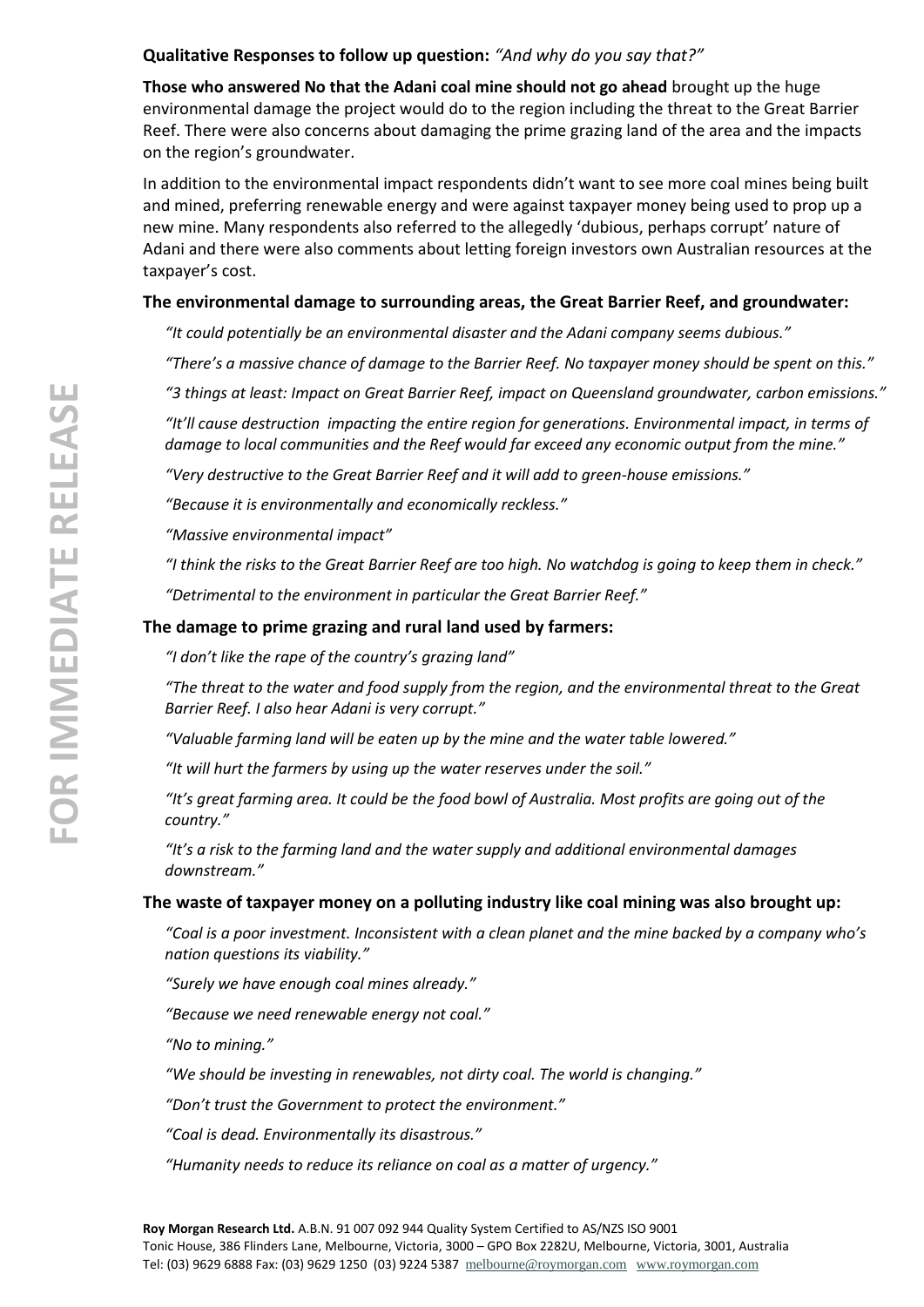**Qualitative Responses to follow up question:** *"And why do you say that?"*

**Those who answered No that the Adani coal mine should not go ahead** brought up the huge environmental damage the project would do to the region including the threat to the Great Barrier Reef. There were also concerns about damaging the prime grazing land of the area and the impacts on the region's groundwater.

In addition to the environmental impact respondents didn't want to see more coal mines being built and mined, preferring renewable energy and were against taxpayer money being used to prop up a new mine. Many respondents also referred to the allegedly 'dubious, perhaps corrupt' nature of Adani and there were also comments about letting foreign investors own Australian resources at the taxpayer's cost.

### The environmental damage to surrounding areas, the Great Barrier Reef, and groundwater:

*"It could potentially be an environmental disaster and the Adani company seems dubious."*

*"There's a massive chance of damage to the Barrier Reef. No taxpayer money should be spent on this."*

*"3 things at least: Impact on Great Barrier Reef, impact on Queensland groundwater, carbon emissions."*

*"It'll cause destruction impacting the entire region for generations. Environmental impact, in terms of damage to local communities and the Reef would far exceed any economic output from the mine."*

*"Very destructive to the Great Barrier Reef and it will add to green-house emissions."*

*"Because it is environmentally and economically reckless."*

*"Massive environmental impact"*

*"I think the risks to the Great Barrier Reef are too high. No watchdog is going to keep them in check."*

*"Detrimental to the environment in particular the Great Barrier Reef."*

### The damage to prime grazing and rural land used by farmers:

*"I don't like the rape of the country's grazing land"*

*"The threat to the water and food supply from the region, and the environmental threat to the Great Barrier Reef. I also hear Adani is very corrupt."*

*"Valuable farming land will be eaten up by the mine and the water table lowered."*

*"It will hurt the farmers by using up the water reserves under the soil."*

*"It's great farming area. It could be the food bowl of Australia. Most profits are going out of the country."*

*"It's a risk to the farming land and the water supply and additional environmental damages downstream."*

### The waste of taxpayer money on a polluting industry like coal mining was also brought up:

*"Coal is a poor investment. Inconsistent with a clean planet and the mine backed by a company who's nation questions its viability."*

*"Surely we have enough coal mines already."*

*"Because we need renewable energy not coal."*

*"No to mining."*

*"We should be investing in renewables, not dirty coal. The world is changing."*

*"Don't trust the Government to protect the environment."*

*"Coal is dead. Environmentally its disastrous."*

*"Humanity needs to reduce its reliance on coal as a matter of urgency."*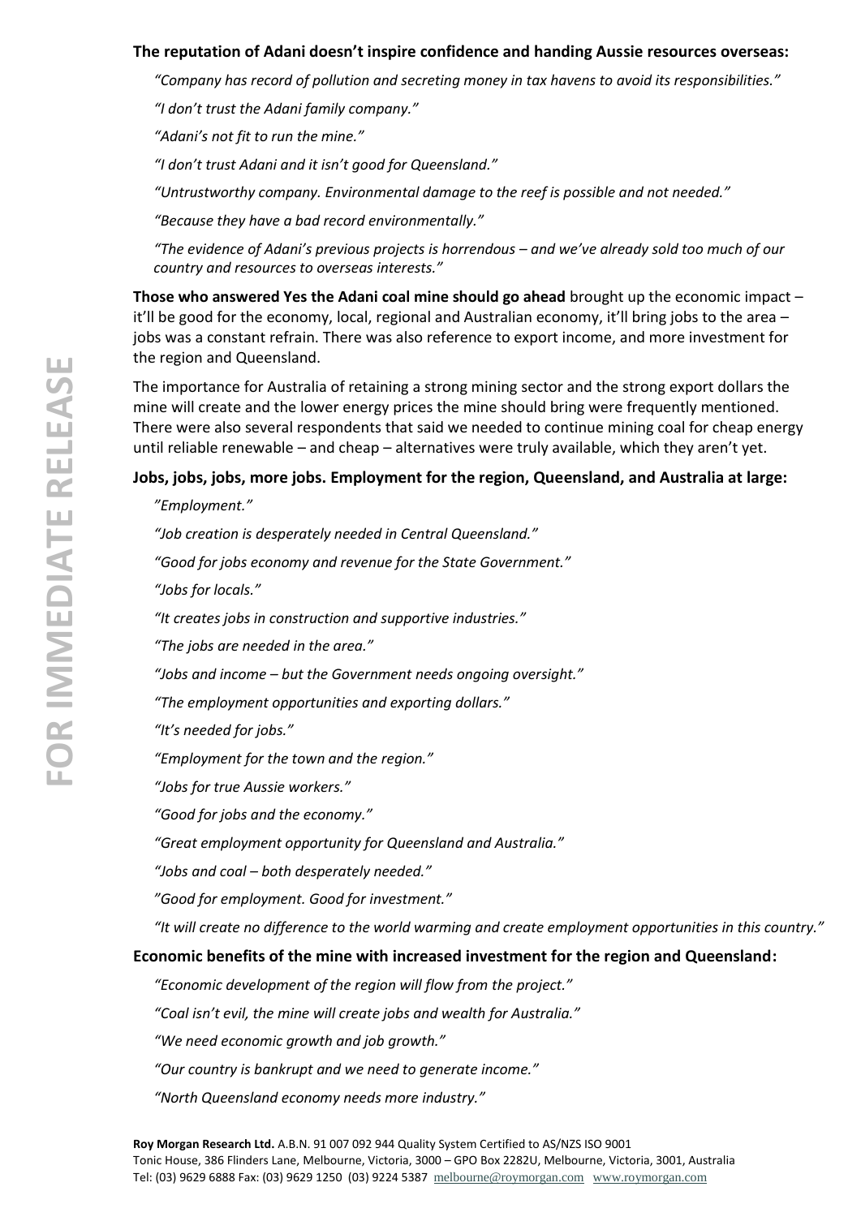**The reputation of Adani doesn't inspire confidence and handing Aussie resources overseas:**

*"Company has record of pollution and secreting money in tax havens to avoid its responsibilities."*

*"I don't trust the Adani family company."*

*"Adani's not fit to run the mine."*

*"I don't trust Adani and it isn't good for Queensland."*

*"Untrustworthy company. Environmental damage to the reef is possible and not needed."*

*"Because they have a bad record environmentally."*

*"The evidence of Adani's previous projects is horrendous – and we've already sold too much of our country and resources to overseas interests."*

**Those who answered Yes the Adani coal mine should go ahead** brought up the economic impact – it'll be good for the economy, local, regional and Australian economy, it'll bring jobs to the area – jobs was a constant refrain. There was also reference to export income, and more investment for the region and Queensland.

The importance for Australia of retaining a strong mining sector and the strong export dollars the mine will create and the lower energy prices the mine should bring were frequently mentioned. There were also several respondents that said we needed to continue mining coal for cheap energy until reliable renewable – and cheap – alternatives were truly available, which they aren't yet.

**Jobs, jobs, jobs, more jobs. Employment for the region, Queensland, and Australia at large:**

*"Employment."*

*"Job creation is desperately needed in Central Queensland."*

*"Good for jobs economy and revenue for the State Government."*

*"Jobs for locals."*

*"It creates jobs in construction and supportive industries."*

*"The jobs are needed in the area."*

*"Jobs and income – but the Government needs ongoing oversight."*

*"The employment opportunities and exporting dollars."*

*"It's needed for jobs."*

*"Employment for the town and the region."*

*"Jobs for true Aussie workers."*

*"Good for jobs and the economy."*

*"Great employment opportunity for Queensland and Australia."*

*"Jobs and coal – both desperately needed."*

*"Good for employment. Good for investment."*

*"It will create no difference to the world warming and create employment opportunities in this country."*

**Economic benefits of the mine with increased investment for the region and Queensland:**

*"Economic development of the region will flow from the project."*

*"Coal isn't evil, the mine will create jobs and wealth for Australia."*

*"We need economic growth and job growth."*

*"Our country is bankrupt and we need to generate income."*

*"North Queensland economy needs more industry."*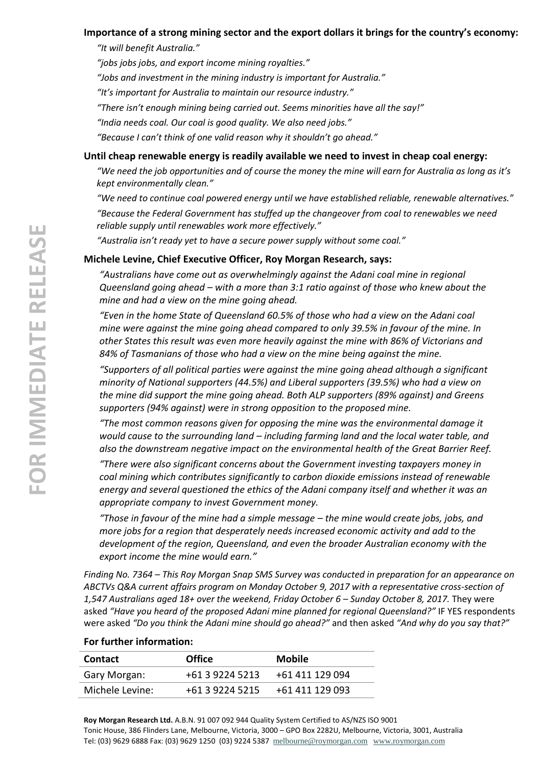**Importance of a strong mining sector and the export dollars it brings for the country's economy:**

*"It will benefit Australia."*

*"jobs jobs jobs, and export income mining royalties."*

*"Jobs and investment in the mining industry is important for Australia."*

*"It's important for Australia to maintain our resource industry."*

*"There isn't enough mining being carried out. Seems minorities have all the say!"*

*"India needs coal. Our coal is good quality. We also need jobs."*

*"Because I can't think of one valid reason why it shouldn't go ahead."*

**Until cheap renewable energy is readily available we need to invest in cheap coal energy:**

*"We need the job opportunities and of course the money the mine will earn for Australia as long as it's kept environmentally clean."*

*"We need to continue coal powered energy until we have established reliable, renewable alternatives."*

*"Because the Federal Government has stuffed up the changeover from coal to renewables we need reliable supply until renewables work more effectively."*

*"Australia isn't ready yet to have a secure power supply without some coal."*

**Michele Levine, Chief Executive Officer, Roy Morgan Research, says:**

*"Australians have come out as overwhelmingly against the Adani coal mine in regional Queensland going ahead – with a more than 3:1 ratio against of those who knew about the mine and had a view on the mine going ahead.*

*"Even in the home State of Queensland 60.5% of those who had a view on the Adani coal mine were against the mine going ahead compared to only 39.5% in favour of the mine. In other States this result was even more heavily against the mine with 86% of Victorians and 84% of Tasmanians of those who had a view on the mine being against the mine.*

*"Supporters of all political parties were against the mine going ahead although a significant minority of National supporters (44.5%) and Liberal supporters (39.5%) who had a view on the mine did support the mine going ahead. Both ALP supporters (89% against) and Greens supporters (94% against) were in strong opposition to the proposed mine.*

*"The most common reasons given for opposing the mine was the environmental damage it would cause to the surrounding land – including farming land and the local water table, and also the downstream negative impact on the environmental health of the Great Barrier Reef.*

*"There were also significant concerns about the Government investing taxpayers money in coal mining which contributes significantly to carbon dioxide emissions instead of renewable energy and several questioned the ethics of the Adani company itself and whether it was an appropriate company to invest Government money.*

*"Those in favour of the mine had a simple message – the mine would create jobs, jobs, and more jobs for a region that desperately needs increased economic activity and add to the development of the region, Queensland, and even the broader Australian economy with the export income the mine would earn."*

*Finding No. 7364 – This Roy Morgan Snap SMS Survey was conducted in preparation for an appearance on ABCTVs Q&A current affairs program on Monday October 9, 2017 with a representative cross-section of 1,547 Australians aged 18+ over the weekend, Friday October 6 – Sunday October 8, 2017.* They were asked *"Have you heard of the proposed Adani mine planned for regional Queensland?"* IF YES respondents were asked *"Do you think the Adani mine should go ahead?"* and then asked *"And why do you say that?"*

**For further information:**

| Contact | Office | Mobile |
|---|---|---|
| Gary Morgan: | +61 3 9224 5213 | +61 411 129 094 |
| Michele Levine: | +61 3 9224 5215 | +61 411 129 093 |

**Roy Morgan Research Ltd.** A.B.N. 91 007 092 944 Quality System Certified to AS/NZS ISO 9001
Tonic House, 386 Flinders Lane, Melbourne, Victoria, 3000 – GPO Box 2282U, Melbourne, Victoria, 3001, Australia
Tel: (03) 9629 6888 Fax: (03) 9629 1250 (03) 9224 5387 melbourne@roymorgan.com www.roymorgan.com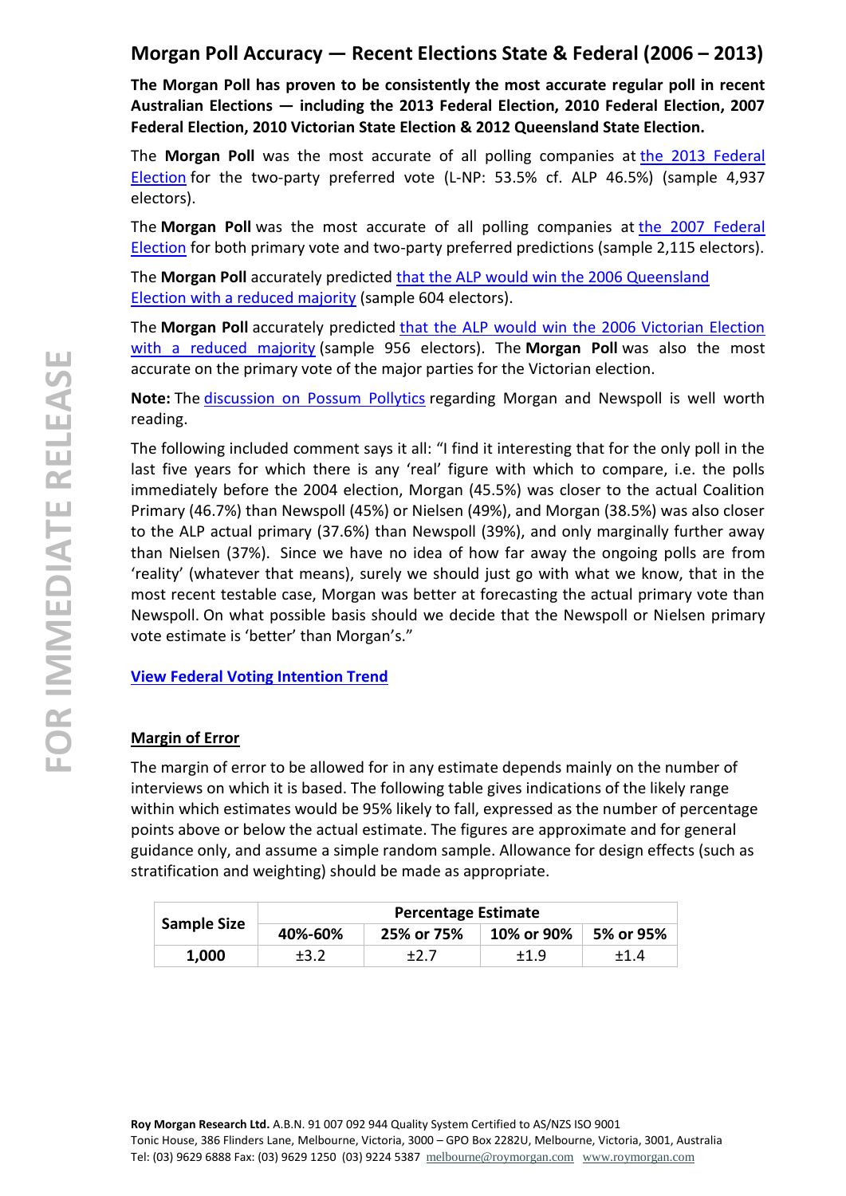# Morgan Poll Accuracy — Recent Elections State & Federal (2006 – 2013)

**The Morgan Poll has proven to be consistently the most accurate regular poll in recent Australian Elections — including the 2013 Federal Election, 2010 Federal Election, 2007 Federal Election, 2010 Victorian State Election & 2012 Queensland State Election.**

The **Morgan Poll** was the most accurate of all polling companies at the 2013 Federal Election for the two-party preferred vote (L-NP: 53.5% cf. ALP 46.5%) (sample 4,937 electors).

The **Morgan Poll** was the most accurate of all polling companies at the 2007 Federal Election for both primary vote and two-party preferred predictions (sample 2,115 electors).

The **Morgan Poll** accurately predicted that the ALP would win the 2006 Queensland Election with a reduced majority (sample 604 electors).

The **Morgan Poll** accurately predicted that the ALP would win the 2006 Victorian Election with a reduced majority (sample 956 electors). The **Morgan Poll** was also the most accurate on the primary vote of the major parties for the Victorian election.

**Note:** The discussion on Possum Pollytics regarding Morgan and Newspoll is well worth reading.

The following included comment says it all: "I find it interesting that for the only poll in the last five years for which there is any 'real' figure with which to compare, i.e. the polls immediately before the 2004 election, Morgan (45.5%) was closer to the actual Coalition Primary (46.7%) than Newspoll (45%) or Nielsen (49%), and Morgan (38.5%) was also closer to the ALP actual primary (37.6%) than Newspoll (39%), and only marginally further away than Nielsen (37%). Since we have no idea of how far away the ongoing polls are from 'reality' (whatever that means), surely we should just go with what we know, that in the most recent testable case, Morgan was better at forecasting the actual primary vote than Newspoll. On what possible basis should we decide that the Newspoll or Nielsen primary vote estimate is 'better' than Morgan's."

**View Federal Voting Intention Trend**

**Margin of Error**

The margin of error to be allowed for in any estimate depends mainly on the number of interviews on which it is based. The following table gives indications of the likely range within which estimates would be 95% likely to fall, expressed as the number of percentage points above or below the actual estimate. The figures are approximate and for general guidance only, and assume a simple random sample. Allowance for design effects (such as stratification and weighting) should be made as appropriate.

| Sample Size | Percentage Estimate | | | |
|---|---|---|---|---|
| | 40%-60% | 25% or 75% | 10% or 90% | 5% or 95% |
| **1,000** | ±3.2 | ±2.7 | ±1.9 | ±1.4 |